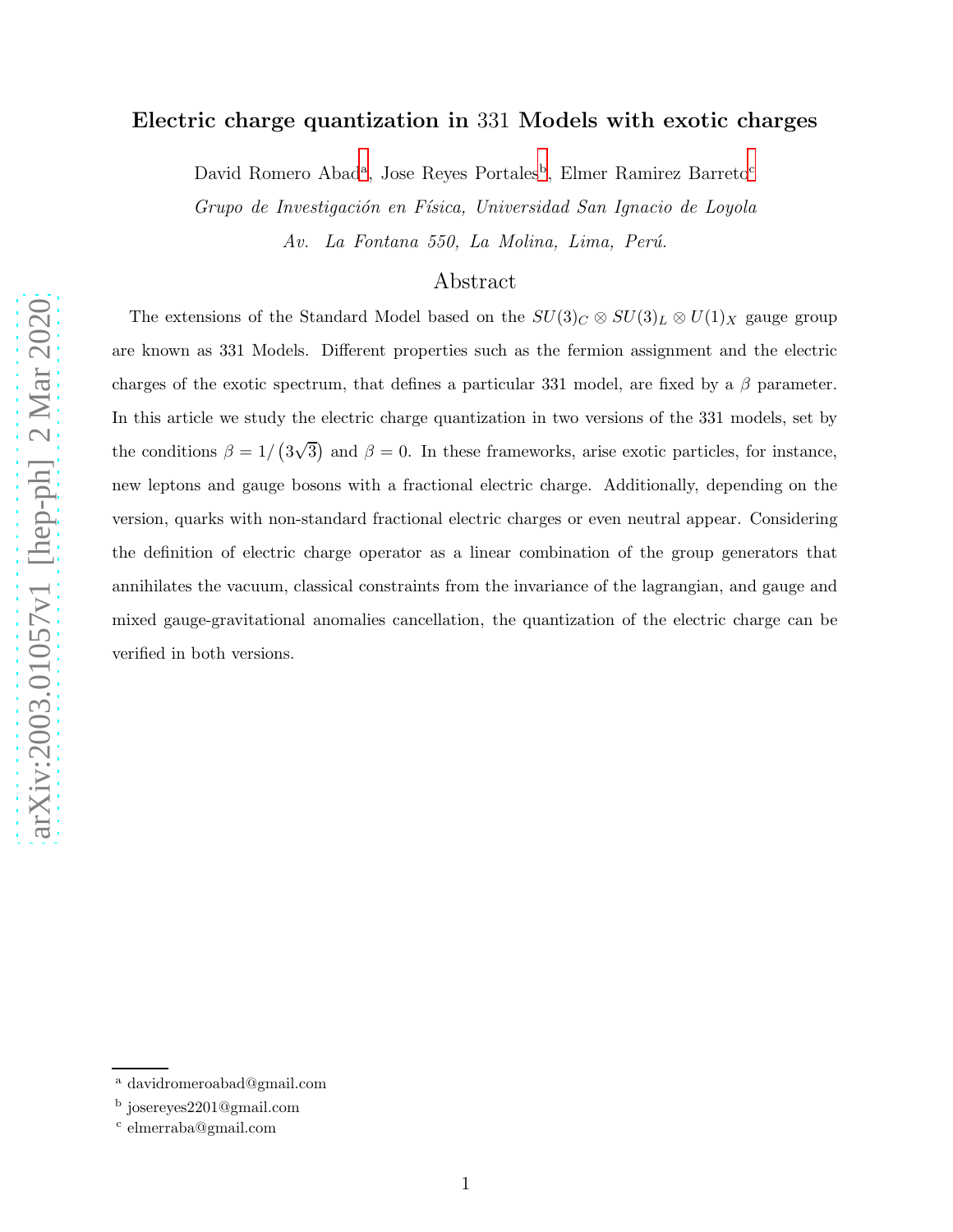# Electric charge quantization in 331 Models with exotic charges

David Romero Abad[a], Jose Reyes Portales[b], Elmer Ramirez Barreto[c]

*Grupo de Investigación en Física, Universidad San Ignacio de Loyola*

*Av. La Fontana 550, La Molina, Lima, Perú.*

## Abstract

The extensions of the Standard Model based on the $SU(3)_C \otimes SU(3)_L \otimes U(1)_X$ gauge group are known as 331 Models. Different properties such as the fermion assignment and the electric charges of the exotic spectrum, that defines a particular 331 model, are fixed by a $\beta$ parameter. In this article we study the electric charge quantization in two versions of the 331 models, set by the conditions $\beta = 1/\left(3\sqrt{3}\right)$ and $\beta = 0$. In these frameworks, arise exotic particles, for instance, new leptons and gauge bosons with a fractional electric charge. Additionally, depending on the version, quarks with non-standard fractional electric charges or even neutral appear. Considering the definition of electric charge operator as a linear combination of the group generators that annihilates the vacuum, classical constraints from the invariance of the lagrangian, and gauge and mixed gauge-gravitational anomalies cancellation, the quantization of the electric charge can be verified in both versions.

---

[a] davidromeroabad@gmail.com

[b] josereyes2201@gmail.com

[c] elmerraba@gmail.com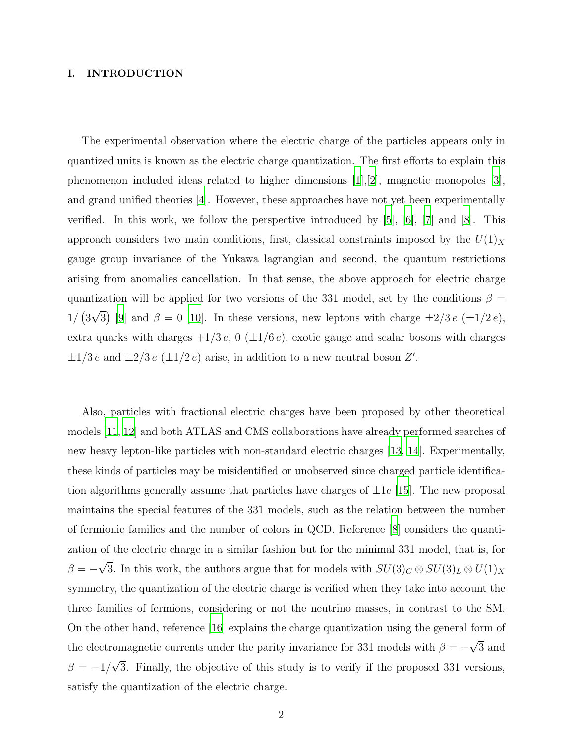## I. INTRODUCTION

The experimental observation where the electric charge of the particles appears only in quantized units is known as the electric charge quantization. The first efforts to explain this phenomenon included ideas related to higher dimensions [1],[2], magnetic monopoles [3], and grand unified theories [4]. However, these approaches have not yet been experimentally verified. In this work, we follow the perspective introduced by [5], [6], [7] and [8]. This approach considers two main conditions, first, classical constraints imposed by the $U(1)_X$ gauge group invariance of the Yukawa lagrangian and second, the quantum restrictions arising from anomalies cancellation. In that sense, the above approach for electric charge quantization will be applied for two versions of the 331 model, set by the conditions $\beta = 1/\left(3\sqrt{3}\right)$ [9] and $\beta = 0$ [10]. In these versions, new leptons with charge $\pm 2/3\, e$ ($\pm 1/2\, e$), extra quarks with charges $+1/3\, e$, 0 ($\pm 1/6\, e$), exotic gauge and scalar bosons with charges $\pm 1/3\, e$ and $\pm 2/3\, e$ ($\pm 1/2\, e$) arise, in addition to a new neutral boson $Z'$.

Also, particles with fractional electric charges have been proposed by other theoretical models [11, 12] and both ATLAS and CMS collaborations have already performed searches of new heavy lepton-like particles with non-standard electric charges [13, 14]. Experimentally, these kinds of particles may be misidentified or unobserved since charged particle identification algorithms generally assume that particles have charges of $\pm 1e$ [15]. The new proposal maintains the special features of the 331 models, such as the relation between the number of fermionic families and the number of colors in QCD. Reference [8] considers the quantization of the electric charge in a similar fashion but for the minimal 331 model, that is, for $\beta = -\sqrt{3}$. In this work, the authors argue that for models with $SU(3)_C \otimes SU(3)_L \otimes U(1)_X$ symmetry, the quantization of the electric charge is verified when they take into account the three families of fermions, considering or not the neutrino masses, in contrast to the SM. On the other hand, reference [16] explains the charge quantization using the general form of the electromagnetic currents under the parity invariance for 331 models with $\beta = -\sqrt{3}$ and $\beta = -1/\sqrt{3}$. Finally, the objective of this study is to verify if the proposed 331 versions, satisfy the quantization of the electric charge.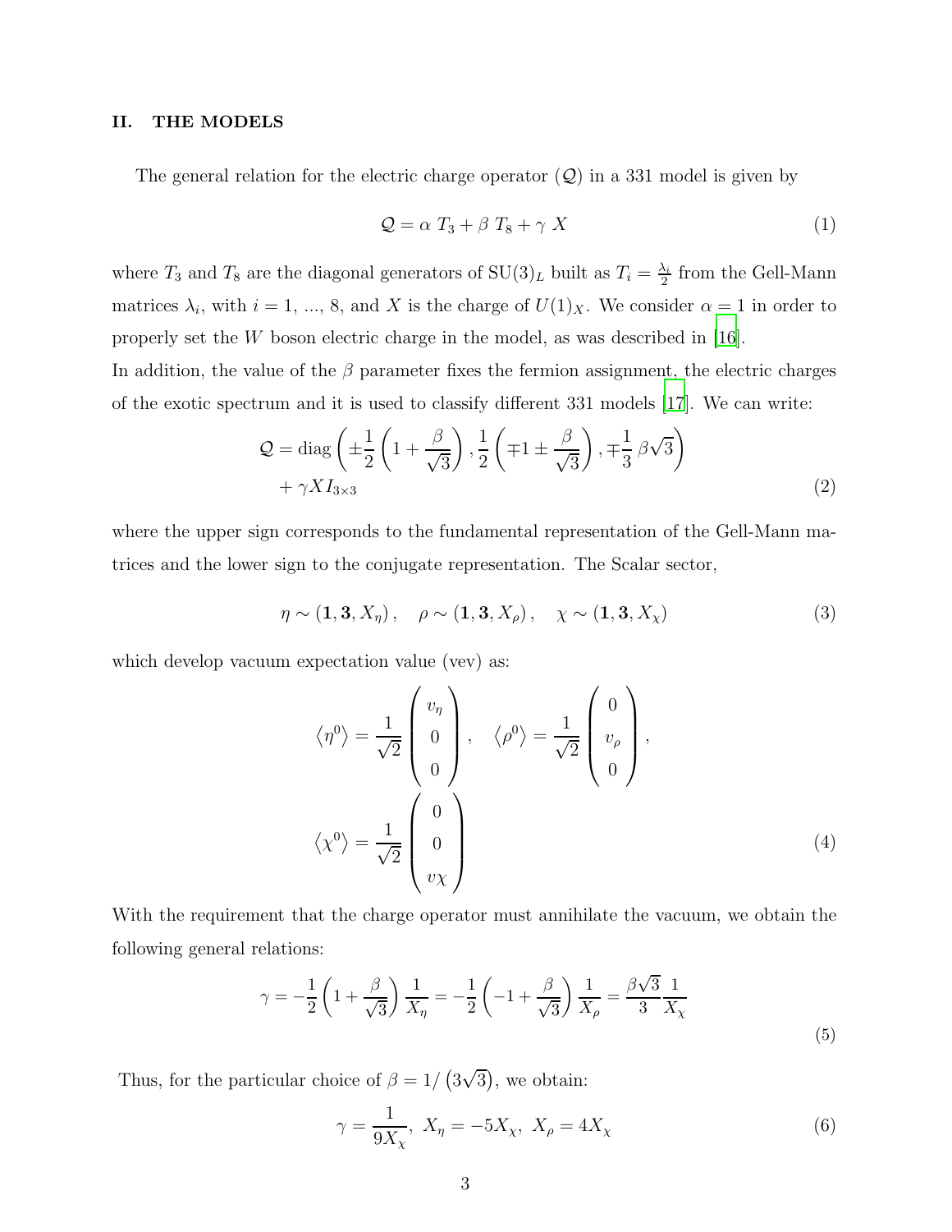## II. THE MODELS

The general relation for the electric charge operator ($\mathcal{Q}$) in a 331 model is given by

$$\mathcal{Q} = \alpha \ T_3 + \beta \ T_8 + \gamma \ X \tag{1}$$

where $T_3$ and $T_8$ are the diagonal generators of $\mathrm{SU}(3)_L$ built as $T_i = \frac{\lambda_i}{2}$ from the Gell-Mann matrices $\lambda_i$, with $i = 1, ..., 8$, and $X$ is the charge of $U(1)_X$. We consider $\alpha = 1$ in order to properly set the $W$ boson electric charge in the model, as was described in [16].
In addition, the value of the $\beta$ parameter fixes the fermion assignment, the electric charges of the exotic spectrum and it is used to classify different 331 models [17]. We can write:

$$\mathcal{Q} = \mathrm{diag}\left( \pm\frac{1}{2}\left(1+\frac{\beta}{\sqrt{3}}\right), \frac{1}{2}\left(\mp 1 \pm \frac{\beta}{\sqrt{3}}\right), \mp\frac{1}{3}\,\beta\sqrt{3}\right) + \gamma X I_{3\times 3} \tag{2}$$

where the upper sign corresponds to the fundamental representation of the Gell-Mann matrices and the lower sign to the conjugate representation. The Scalar sector,

$$\eta \sim (\mathbf{1}, \mathbf{3}, X_\eta)\,, \quad \rho \sim (\mathbf{1}, \mathbf{3}, X_\rho)\,, \quad \chi \sim (\mathbf{1}, \mathbf{3}, X_\chi) \tag{3}$$

which develop vacuum expectation value (vev) as:

$$\langle \eta^0 \rangle = \frac{1}{\sqrt{2}} \begin{pmatrix} v_\eta \\ 0 \\ 0 \end{pmatrix}, \quad \langle \rho^0 \rangle = \frac{1}{\sqrt{2}} \begin{pmatrix} 0 \\ v_\rho \\ 0 \end{pmatrix}, \quad \langle \chi^0 \rangle = \frac{1}{\sqrt{2}} \begin{pmatrix} 0 \\ 0 \\ v\chi \end{pmatrix} \tag{4}$$

With the requirement that the charge operator must annihilate the vacuum, we obtain the following general relations:

$$\gamma = -\frac{1}{2}\left(1+\frac{\beta}{\sqrt{3}}\right)\frac{1}{X_\eta} = -\frac{1}{2}\left(-1+\frac{\beta}{\sqrt{3}}\right)\frac{1}{X_\rho} = \frac{\beta\sqrt{3}}{3}\frac{1}{X_\chi} \tag{5}$$

Thus, for the particular choice of $\beta = 1/\left(3\sqrt{3}\right)$, we obtain:

$$\gamma = \frac{1}{9X_\chi},\ X_\eta = -5X_\chi,\ X_\rho = 4X_\chi \tag{6}$$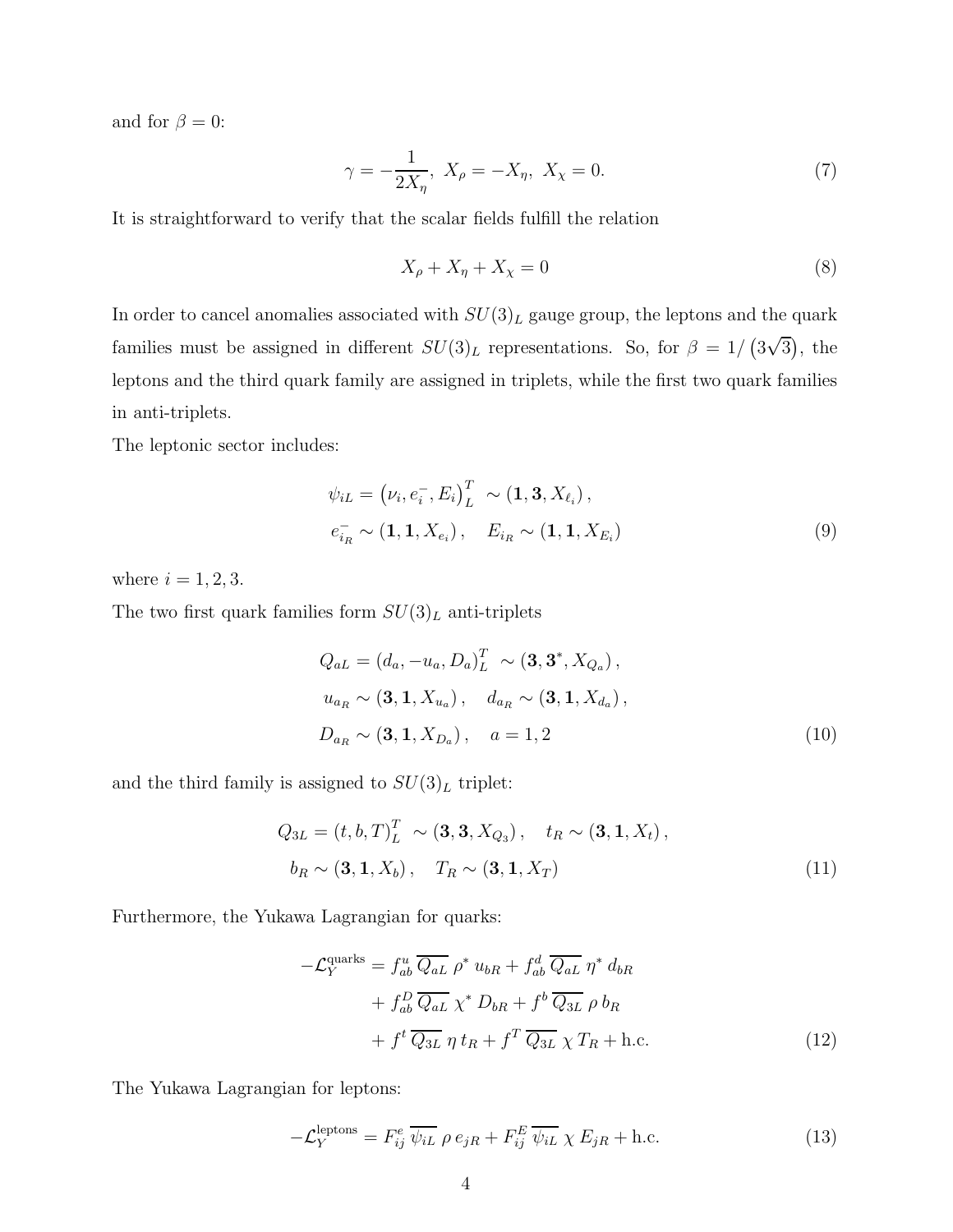and for $\beta = 0$:

$$\gamma = -\frac{1}{2X_\eta}, \ X_\rho = -X_\eta, \ X_\chi = 0. \tag{7}$$

It is straightforward to verify that the scalar fields fulfill the relation

$$X_\rho + X_\eta + X_\chi = 0 \tag{8}$$

In order to cancel anomalies associated with $SU(3)_L$ gauge group, the leptons and the quark families must be assigned in different $SU(3)_L$ representations. So, for $\beta = 1/\left(3\sqrt{3}\right)$, the leptons and the third quark family are assigned in triplets, while the first two quark families in anti-triplets.

The leptonic sector includes:

$$\begin{aligned}
\psi_{iL} &= \left(\nu_i, e_i^-, E_i\right)_L^T \ \sim \left(\mathbf{1}, \mathbf{3}, X_{\ell_i}\right), \\
e_{i_R}^- &\sim \left(\mathbf{1}, \mathbf{1}, X_{e_i}\right), \quad E_{i_R} \sim \left(\mathbf{1}, \mathbf{1}, X_{E_i}\right)
\end{aligned} \tag{9}$$

where $i = 1, 2, 3$.

The two first quark families form $SU(3)_L$ anti-triplets

$$\begin{aligned}
Q_{aL} &= \left(d_a, -u_a, D_a\right)_L^T \ \sim \left(\mathbf{3}, \mathbf{3}^*, X_{Q_a}\right), \\
u_{a_R} &\sim \left(\mathbf{3}, \mathbf{1}, X_{u_a}\right), \quad d_{a_R} \sim \left(\mathbf{3}, \mathbf{1}, X_{d_a}\right), \\
D_{a_R} &\sim \left(\mathbf{3}, \mathbf{1}, X_{D_a}\right), \quad a = 1, 2
\end{aligned} \tag{10}$$

and the third family is assigned to $SU(3)_L$ triplet:

$$\begin{aligned}
Q_{3L} &= \left(t, b, T\right)_L^T \ \sim \left(\mathbf{3}, \mathbf{3}, X_{Q_3}\right), \quad t_R \sim \left(\mathbf{3}, \mathbf{1}, X_t\right), \\
b_R &\sim \left(\mathbf{3}, \mathbf{1}, X_b\right), \quad T_R \sim \left(\mathbf{3}, \mathbf{1}, X_T\right)
\end{aligned} \tag{11}$$

Furthermore, the Yukawa Lagrangian for quarks:

$$\begin{aligned}
-\mathcal{L}_Y^{\text{quarks}} &= f_{ab}^u \, \overline{Q_{aL}} \, \rho^* \, u_{bR} + f_{ab}^d \, \overline{Q_{aL}} \, \eta^* \, d_{bR} \\
&+ f_{ab}^D \, \overline{Q_{aL}} \, \chi^* \, D_{bR} + f^b \, \overline{Q_{3L}} \, \rho \, b_R \\
&+ f^t \, \overline{Q_{3L}} \, \eta \, t_R + f^T \, \overline{Q_{3L}} \, \chi \, T_R + \text{h.c.}
\end{aligned} \tag{12}$$

The Yukawa Lagrangian for leptons:

$$-\mathcal{L}_Y^{\text{leptons}} = F_{ij}^e \, \overline{\psi_{iL}} \, \rho \, e_{jR} + F_{ij}^E \, \overline{\psi_{iL}} \, \chi \, E_{jR} + \text{h.c.} \tag{13}$$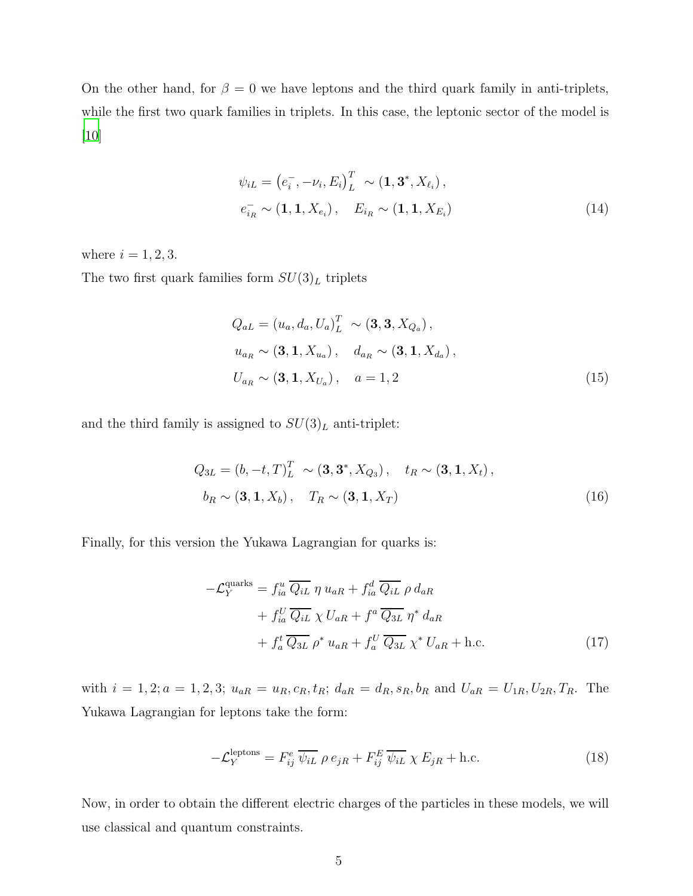On the other hand, for $\beta = 0$ we have leptons and the third quark family in anti-triplets, while the first two quark families in triplets. In this case, the leptonic sector of the model is [10]

$$
\begin{aligned}
\psi_{iL} &= \left(e_i^-, -\nu_i, E_i\right)_L^T \sim (\mathbf{1}, \mathbf{3}^*, X_{\ell_i}), \\
e_{i_R}^- &\sim (\mathbf{1}, \mathbf{1}, X_{e_i}), \quad E_{i_R} \sim (\mathbf{1}, \mathbf{1}, X_{E_i})
\end{aligned}
\tag{14}
$$

where $i = 1, 2, 3$.

The two first quark families form $SU(3)_L$ triplets

$$
\begin{aligned}
Q_{aL} &= (u_a, d_a, U_a)_L^T \sim (\mathbf{3}, \mathbf{3}, X_{Q_a}), \\
u_{a_R} &\sim (\mathbf{3}, \mathbf{1}, X_{u_a}), \quad d_{a_R} \sim (\mathbf{3}, \mathbf{1}, X_{d_a}), \\
U_{a_R} &\sim (\mathbf{3}, \mathbf{1}, X_{U_a}), \quad a = 1, 2
\end{aligned}
\tag{15}
$$

and the third family is assigned to $SU(3)_L$ anti-triplet:

$$
\begin{aligned}
Q_{3L} &= (b, -t, T)_L^T \sim (\mathbf{3}, \mathbf{3}^*, X_{Q_3}), \quad t_R \sim (\mathbf{3}, \mathbf{1}, X_t), \\
b_R &\sim (\mathbf{3}, \mathbf{1}, X_b), \quad T_R \sim (\mathbf{3}, \mathbf{1}, X_T)
\end{aligned}
\tag{16}
$$

Finally, for this version the Yukawa Lagrangian for quarks is:

$$
\begin{aligned}
-\mathcal{L}_Y^{\text{quarks}} &= f_{ia}^u \, \overline{Q_{iL}} \, \eta \, u_{aR} + f_{ia}^d \, \overline{Q_{iL}} \, \rho \, d_{aR} \\
&+ f_{ia}^U \, \overline{Q_{iL}} \, \chi \, U_{aR} + f^a \, \overline{Q_{3L}} \, \eta^* \, d_{aR} \\
&+ f_a^t \, \overline{Q_{3L}} \, \rho^* \, u_{aR} + f_a^U \, \overline{Q_{3L}} \, \chi^* \, U_{aR} + \text{h.c.}
\end{aligned}
\tag{17}
$$

with $i = 1, 2; a = 1, 2, 3$; $u_{aR} = u_R, c_R, t_R$; $d_{aR} = d_R, s_R, b_R$ and $U_{aR} = U_{1R}, U_{2R}, T_R$. The Yukawa Lagrangian for leptons take the form:

$$
-\mathcal{L}_Y^{\text{leptons}} = F_{ij}^e \, \overline{\psi_{iL}} \, \rho \, e_{jR} + F_{ij}^E \, \overline{\psi_{iL}} \, \chi \, E_{jR} + \text{h.c.}
\tag{18}
$$

Now, in order to obtain the different electric charges of the particles in these models, we will use classical and quantum constraints.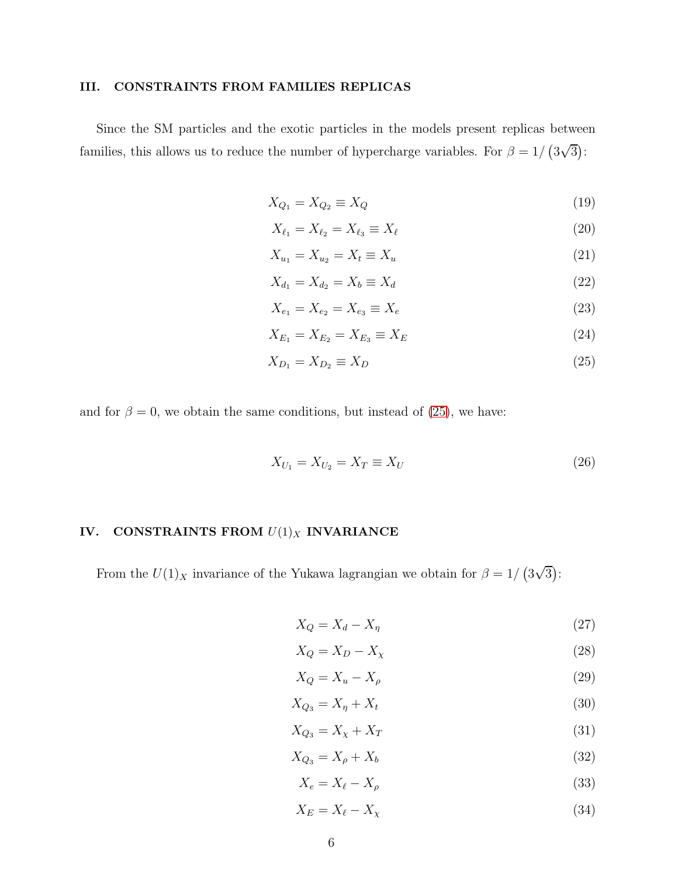## III. CONSTRAINTS FROM FAMILIES REPLICAS

Since the SM particles and the exotic particles in the models present replicas between families, this allows us to reduce the number of hypercharge variables. For $\beta = 1/\left(3\sqrt{3}\right)$:

$$X_{Q_1} = X_{Q_2} \equiv X_Q \tag{19}$$

$$X_{\ell_1} = X_{\ell_2} = X_{\ell_3} \equiv X_\ell \tag{20}$$

$$X_{u_1} = X_{u_2} = X_t \equiv X_u \tag{21}$$

$$X_{d_1} = X_{d_2} = X_b \equiv X_d \tag{22}$$

$$X_{e_1} = X_{e_2} = X_{e_3} \equiv X_e \tag{23}$$

$$X_{E_1} = X_{E_2} = X_{E_3} \equiv X_E \tag{24}$$

$$X_{D_1} = X_{D_2} \equiv X_D \tag{25}$$

and for $\beta = 0$, we obtain the same conditions, but instead of (25), we have:

$$X_{U_1} = X_{U_2} = X_T \equiv X_U \tag{26}$$

## IV. CONSTRAINTS FROM $U(1)_X$ INVARIANCE

From the $U(1)_X$ invariance of the Yukawa lagrangian we obtain for $\beta = 1/\left(3\sqrt{3}\right)$:

$$X_Q = X_d - X_\eta \tag{27}$$

$$X_Q = X_D - X_\chi \tag{28}$$

$$X_Q = X_u - X_\rho \tag{29}$$

$$X_{Q_3} = X_\eta + X_t \tag{30}$$

$$X_{Q_3} = X_\chi + X_T \tag{31}$$

$$X_{Q_3} = X_\rho + X_b \tag{32}$$

$$X_e = X_\ell - X_\rho \tag{33}$$

$$X_E = X_\ell - X_\chi \tag{34}$$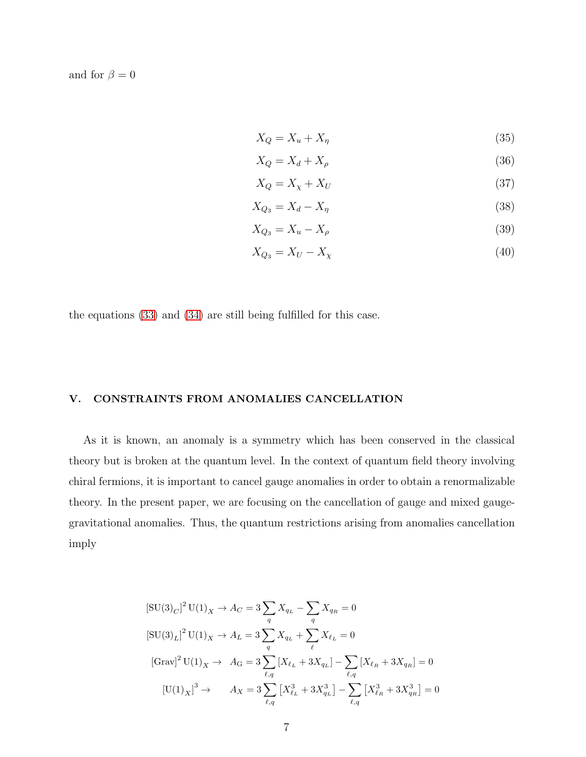and for $\beta = 0$

$$X_Q = X_u + X_\eta \tag{35}$$

$$X_Q = X_d + X_\rho \tag{36}$$

$$X_Q = X_\chi + X_U \tag{37}$$

$$X_{Q_3} = X_d - X_\eta \tag{38}$$

$$X_{Q_3} = X_u - X_\rho \tag{39}$$

$$X_{Q_3} = X_U - X_\chi \tag{40}$$

the equations (33) and (34) are still being fulfilled for this case.

## V. CONSTRAINTS FROM ANOMALIES CANCELLATION

As it is known, an anomaly is a symmetry which has been conserved in the classical theory but is broken at the quantum level. In the context of quantum field theory involving chiral fermions, it is important to cancel gauge anomalies in order to obtain a renormalizable theory. In the present paper, we are focusing on the cancellation of gauge and mixed gauge-gravitational anomalies. Thus, the quantum restrictions arising from anomalies cancellation imply

$$
\begin{aligned}
\left[\mathrm{SU}(3)_C\right]^2 \mathrm{U}(1)_X &\to A_C = 3\sum_q X_{q_L} - \sum_q X_{q_R} = 0 \\
\left[\mathrm{SU}(3)_L\right]^2 \mathrm{U}(1)_X &\to A_L = 3\sum_q X_{q_L} + \sum_\ell X_{\ell_L} = 0 \\
\left[\mathrm{Grav}\right]^2 \mathrm{U}(1)_X &\to \quad A_\mathrm{G} = 3\sum_{\ell,q} \left[X_{\ell_L} + 3X_{q_L}\right] - \sum_{\ell,q} \left[X_{\ell_R} + 3X_{q_R}\right] = 0 \\
\left[\mathrm{U}(1)_X\right]^3 &\to \qquad A_X = 3\sum_{\ell,q} \left[X_{\ell_L}^3 + 3X_{q_L}^3\right] - \sum_{\ell,q} \left[X_{\ell_R}^3 + 3X_{q_R}^3\right] = 0
\end{aligned}
$$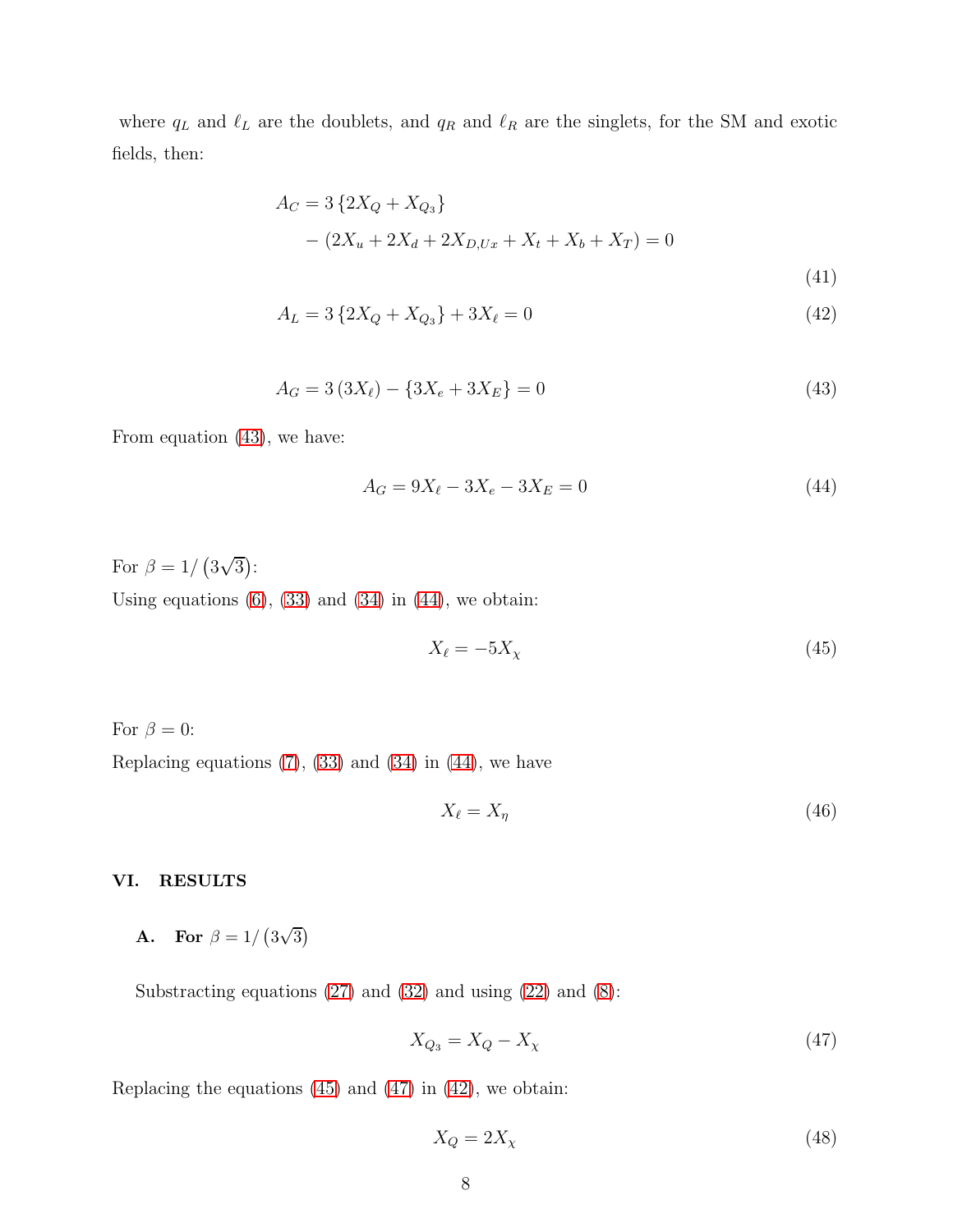where $q_L$ and $\ell_L$ are the doublets, and $q_R$ and $\ell_R$ are the singlets, for the SM and exotic fields, then:

$$
\begin{aligned}
A_C = & \ 3\left\{2X_Q + X_{Q_3}\right\} \\
& - \left(2X_u + 2X_d + 2X_{D,Ux} + X_t + X_b + X_T\right) = 0
\end{aligned}
\tag{41}
$$

$$
A_L = 3\left\{2X_Q + X_{Q_3}\right\} + 3X_\ell = 0 \tag{42}
$$

$$
A_G = 3\left(3X_\ell\right) - \left\{3X_e + 3X_E\right\} = 0 \tag{43}
$$

From equation (43), we have:

$$
A_G = 9X_\ell - 3X_e - 3X_E = 0 \tag{44}
$$

For $\beta = 1/\left(3\sqrt{3}\right)$:
Using equations (6), (33) and (34) in (44), we obtain:

$$
X_\ell = -5X_\chi \tag{45}
$$

For $\beta = 0$:
Replacing equations (7), (33) and (34) in (44), we have

$$
X_\ell = X_\eta \tag{46}
$$

## VI. RESULTS

### A. For $\beta = 1/\left(3\sqrt{3}\right)$

Substracting equations (27) and (32) and using (22) and (8):

$$
X_{Q_3} = X_Q - X_\chi \tag{47}
$$

Replacing the equations (45) and (47) in (42), we obtain:

$$
X_Q = 2X_\chi \tag{48}
$$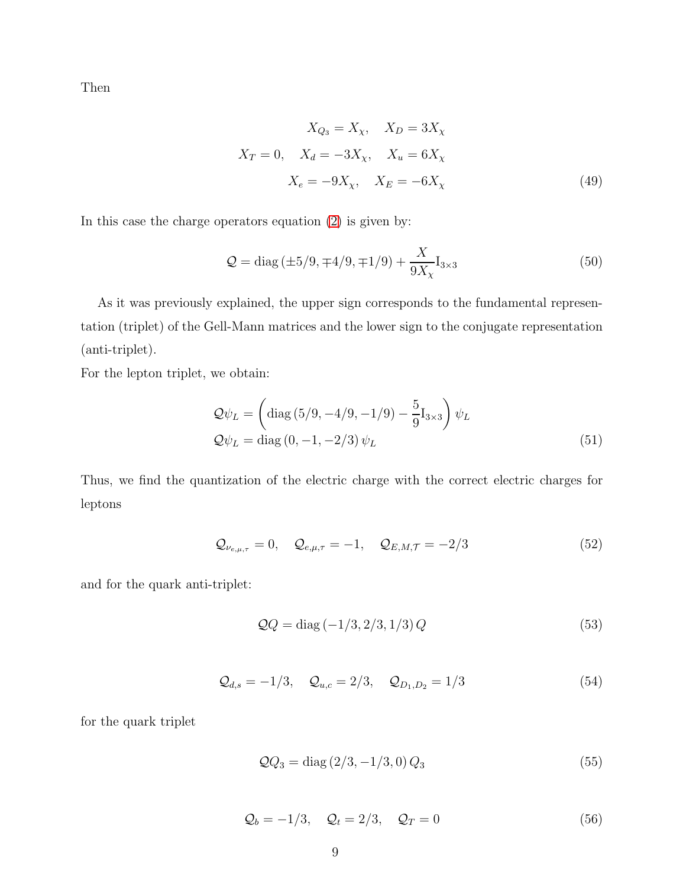Then

$$
\begin{aligned}
X_{Q_3} = X_\chi, \quad X_D = 3X_\chi \\
X_T = 0, \quad X_d = -3X_\chi, \quad X_u = 6X_\chi \\
X_e = -9X_\chi, \quad X_E = -6X_\chi
\end{aligned} \tag{49}
$$

In this case the charge operators equation (2) is given by:

$$
\mathcal{Q} = \mathrm{diag}\left(\pm 5/9, \mp 4/9, \mp 1/9\right) + \frac{X}{9X_\chi}\mathrm{I}_{3\times 3} \tag{50}
$$

As it was previously explained, the upper sign corresponds to the fundamental representation (triplet) of the Gell-Mann matrices and the lower sign to the conjugate representation (anti-triplet).

For the lepton triplet, we obtain:

$$
\begin{aligned}
\mathcal{Q}\psi_L &= \left(\mathrm{diag}\left(5/9, -4/9, -1/9\right) - \frac{5}{9}\mathrm{I}_{3\times 3}\right)\psi_L \\
\mathcal{Q}\psi_L &= \mathrm{diag}\left(0, -1, -2/3\right)\psi_L
\end{aligned} \tag{51}
$$

Thus, we find the quantization of the electric charge with the correct electric charges for leptons

$$
\mathcal{Q}_{\nu_{e,\mu,\tau}} = 0, \quad \mathcal{Q}_{e,\mu,\tau} = -1, \quad \mathcal{Q}_{E,M,\mathcal{T}} = -2/3 \tag{52}
$$

and for the quark anti-triplet:

$$
\mathcal{Q}Q = \mathrm{diag}\left(-1/3, 2/3, 1/3\right)Q \tag{53}
$$

$$
\mathcal{Q}_{d,s} = -1/3, \quad \mathcal{Q}_{u,c} = 2/3, \quad \mathcal{Q}_{D_1,D_2} = 1/3 \tag{54}
$$

for the quark triplet

$$
\mathcal{Q}Q_3 = \mathrm{diag}\left(2/3, -1/3, 0\right)Q_3 \tag{55}
$$

$$
\mathcal{Q}_b = -1/3, \quad \mathcal{Q}_t = 2/3, \quad \mathcal{Q}_T = 0 \tag{56}
$$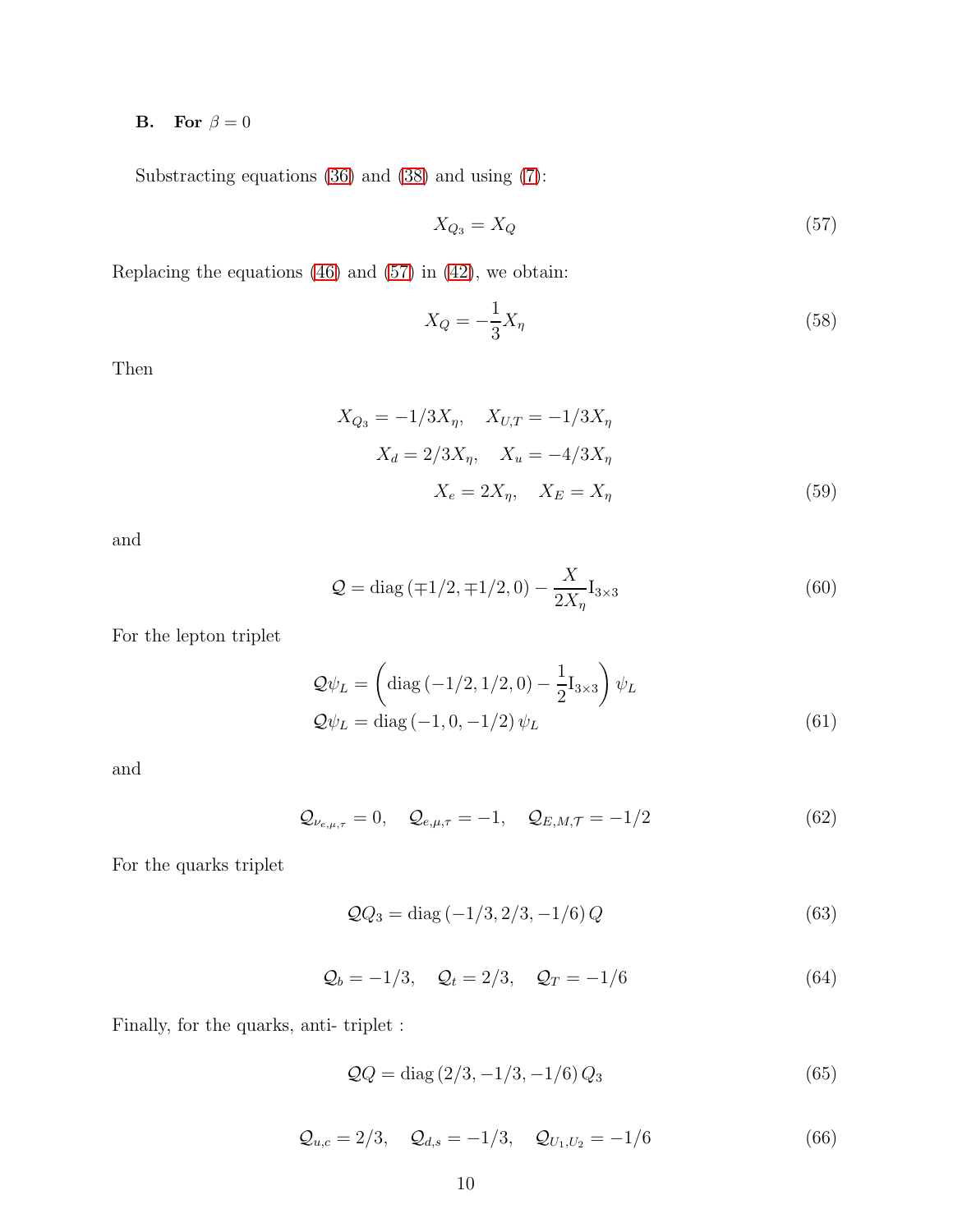### B. For $\beta = 0$

Substracting equations (36) and (38) and using (7):

$$X_{Q_3} = X_Q \tag{57}$$

Replacing the equations (46) and (57) in (42), we obtain:

$$X_Q = -\frac{1}{3} X_\eta \tag{58}$$

Then

$$\begin{aligned} X_{Q_3} = -1/3 X_\eta, \quad X_{U,T} = -1/3 X_\eta \\ X_d = 2/3 X_\eta, \quad X_u = -4/3 X_\eta \\ X_e = 2 X_\eta, \quad X_E = X_\eta \end{aligned} \tag{59}$$

and

$$\mathcal{Q} = \text{diag}\left(\mp 1/2, \mp 1/2, 0\right) - \frac{X}{2X_\eta} \mathrm{I}_{3\times 3} \tag{60}$$

For the lepton triplet

$$\begin{aligned} \mathcal{Q}\psi_L &= \left(\text{diag}\left(-1/2, 1/2, 0\right) - \frac{1}{2}\mathrm{I}_{3\times 3}\right)\psi_L \\ \mathcal{Q}\psi_L &= \text{diag}\left(-1, 0, -1/2\right)\psi_L \end{aligned} \tag{61}$$

and

$$\mathcal{Q}_{\nu_{e,\mu,\tau}} = 0, \quad \mathcal{Q}_{e,\mu,\tau} = -1, \quad \mathcal{Q}_{E,M,\mathcal{T}} = -1/2 \tag{62}$$

For the quarks triplet

$$\mathcal{Q}Q_3 = \text{diag}\left(-1/3, 2/3, -1/6\right) Q \tag{63}$$

$$\mathcal{Q}_b = -1/3, \quad \mathcal{Q}_t = 2/3, \quad \mathcal{Q}_T = -1/6 \tag{64}$$

Finally, for the quarks, anti- triplet :

$$\mathcal{Q}Q = \text{diag}\left(2/3, -1/3, -1/6\right) Q_3 \tag{65}$$

$$\mathcal{Q}_{u,c} = 2/3, \quad \mathcal{Q}_{d,s} = -1/3, \quad \mathcal{Q}_{U_1,U_2} = -1/6 \tag{66}$$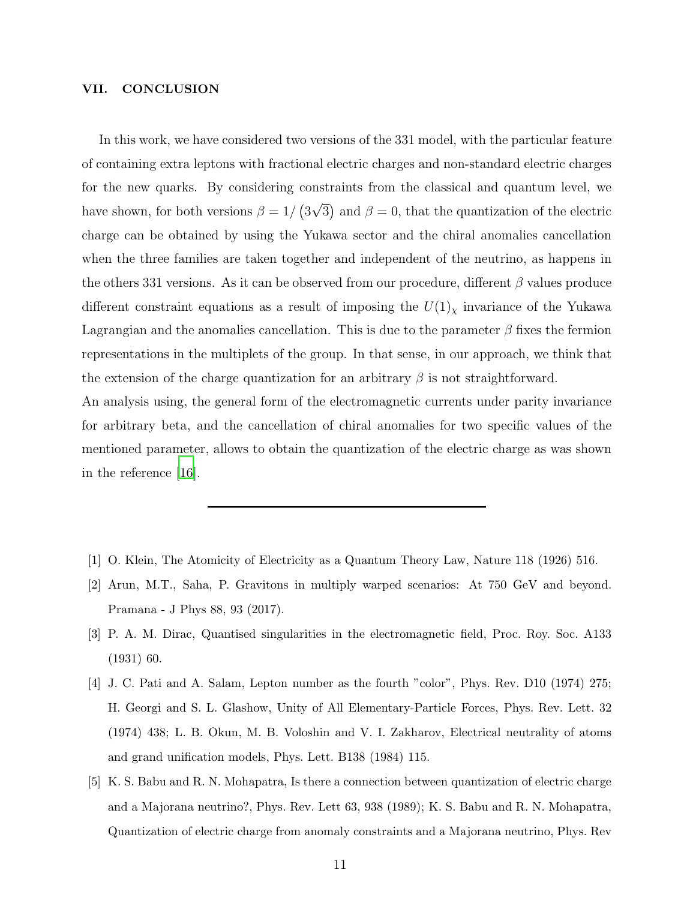## VII. CONCLUSION

In this work, we have considered two versions of the 331 model, with the particular feature of containing extra leptons with fractional electric charges and non-standard electric charges for the new quarks. By considering constraints from the classical and quantum level, we have shown, for both versions $\beta = 1/\left(3\sqrt{3}\right)$ and $\beta = 0$, that the quantization of the electric charge can be obtained by using the Yukawa sector and the chiral anomalies cancellation when the three families are taken together and independent of the neutrino, as happens in the others 331 versions. As it can be observed from our procedure, different $\beta$ values produce different constraint equations as a result of imposing the $U(1)_\chi$ invariance of the Yukawa Lagrangian and the anomalies cancellation. This is due to the parameter $\beta$ fixes the fermion representations in the multiplets of the group. In that sense, in our approach, we think that the extension of the charge quantization for an arbitrary $\beta$ is not straightforward.

An analysis using, the general form of the electromagnetic currents under parity invariance for arbitrary beta, and the cancellation of chiral anomalies for two specific values of the mentioned parameter, allows to obtain the quantization of the electric charge as was shown in the reference [16].

---

[1] O. Klein, The Atomicity of Electricity as a Quantum Theory Law, Nature 118 (1926) 516.

[2] Arun, M.T., Saha, P. Gravitons in multiply warped scenarios: At 750 GeV and beyond. Pramana - J Phys 88, 93 (2017).

[3] P. A. M. Dirac, Quantised singularities in the electromagnetic field, Proc. Roy. Soc. A133 (1931) 60.

[4] J. C. Pati and A. Salam, Lepton number as the fourth "color", Phys. Rev. D10 (1974) 275; H. Georgi and S. L. Glashow, Unity of All Elementary-Particle Forces, Phys. Rev. Lett. 32 (1974) 438; L. B. Okun, M. B. Voloshin and V. I. Zakharov, Electrical neutrality of atoms and grand unification models, Phys. Lett. B138 (1984) 115.

[5] K. S. Babu and R. N. Mohapatra, Is there a connection between quantization of electric charge and a Majorana neutrino?, Phys. Rev. Lett 63, 938 (1989); K. S. Babu and R. N. Mohapatra, Quantization of electric charge from anomaly constraints and a Majorana neutrino, Phys. Rev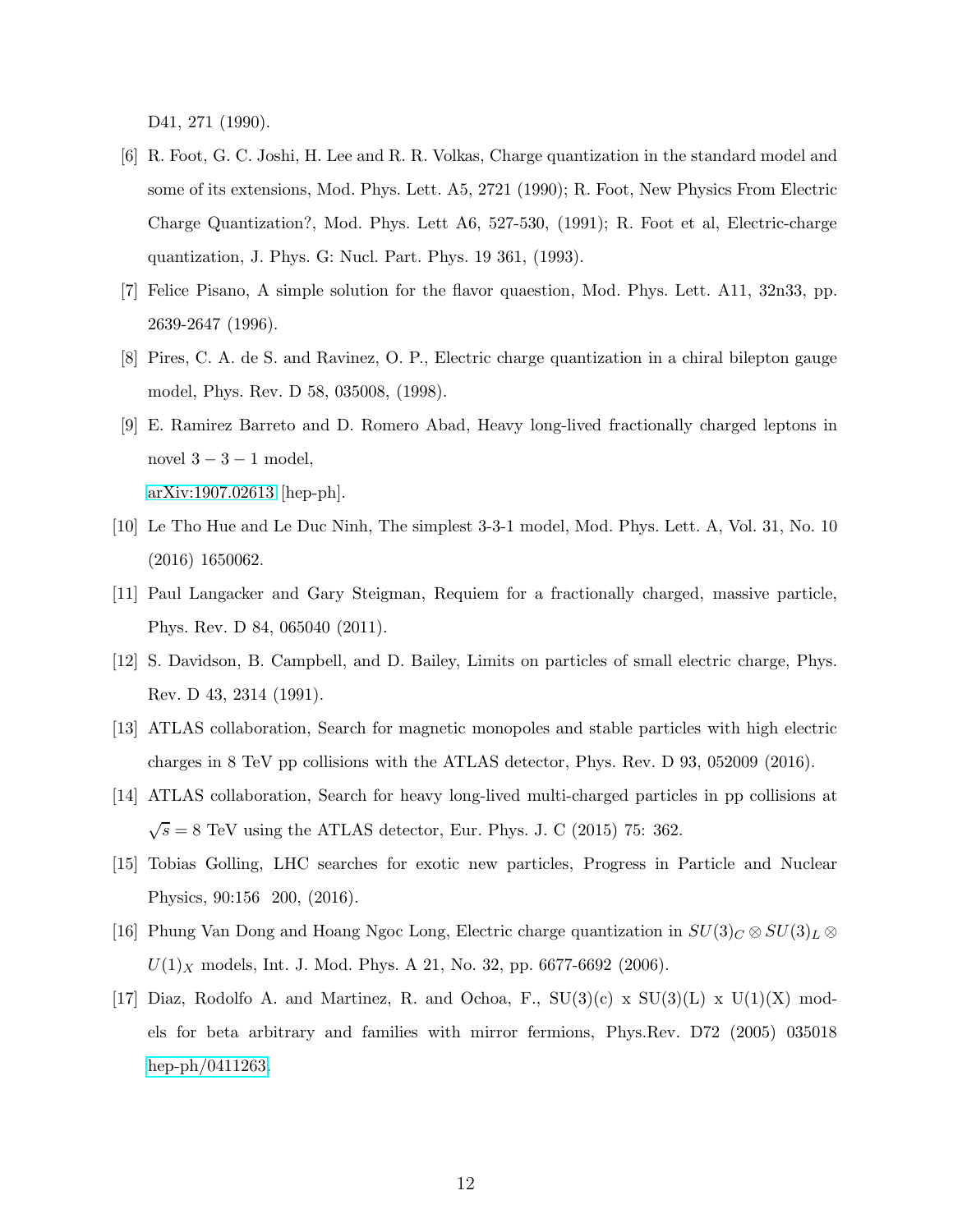D41, 271 (1990).

[6] R. Foot, G. C. Joshi, H. Lee and R. R. Volkas, Charge quantization in the standard model and some of its extensions, Mod. Phys. Lett. A5, 2721 (1990); R. Foot, New Physics From Electric Charge Quantization?, Mod. Phys. Lett A6, 527-530, (1991); R. Foot et al, Electric-charge quantization, J. Phys. G: Nucl. Part. Phys. 19 361, (1993).

[7] Felice Pisano, A simple solution for the flavor quaestion, Mod. Phys. Lett. A11, 32n33, pp. 2639-2647 (1996).

[8] Pires, C. A. de S. and Ravinez, O. P., Electric charge quantization in a chiral bilepton gauge model, Phys. Rev. D 58, 035008, (1998).

[9] E. Ramirez Barreto and D. Romero Abad, Heavy long-lived fractionally charged leptons in novel $3-3-1$ model,
arXiv:1907.02613 [hep-ph].

[10] Le Tho Hue and Le Duc Ninh, The simplest 3-3-1 model, Mod. Phys. Lett. A, Vol. 31, No. 10 (2016) 1650062.

[11] Paul Langacker and Gary Steigman, Requiem for a fractionally charged, massive particle, Phys. Rev. D 84, 065040 (2011).

[12] S. Davidson, B. Campbell, and D. Bailey, Limits on particles of small electric charge, Phys. Rev. D 43, 2314 (1991).

[13] ATLAS collaboration, Search for magnetic monopoles and stable particles with high electric charges in 8 TeV pp collisions with the ATLAS detector, Phys. Rev. D 93, 052009 (2016).

[14] ATLAS collaboration, Search for heavy long-lived multi-charged particles in pp collisions at $\sqrt{s} = 8$ TeV using the ATLAS detector, Eur. Phys. J. C (2015) 75: 362.

[15] Tobias Golling, LHC searches for exotic new particles, Progress in Particle and Nuclear Physics, 90:156 200, (2016).

[16] Phung Van Dong and Hoang Ngoc Long, Electric charge quantization in $SU(3)_C \otimes SU(3)_L \otimes U(1)_X$ models, Int. J. Mod. Phys. A 21, No. 32, pp. 6677-6692 (2006).

[17] Diaz, Rodolfo A. and Martinez, R. and Ochoa, F., SU(3)(c) x SU(3)(L) x U(1)(X) models for beta arbitrary and families with mirror fermions, Phys.Rev. D72 (2005) 035018 hep-ph/0411263.